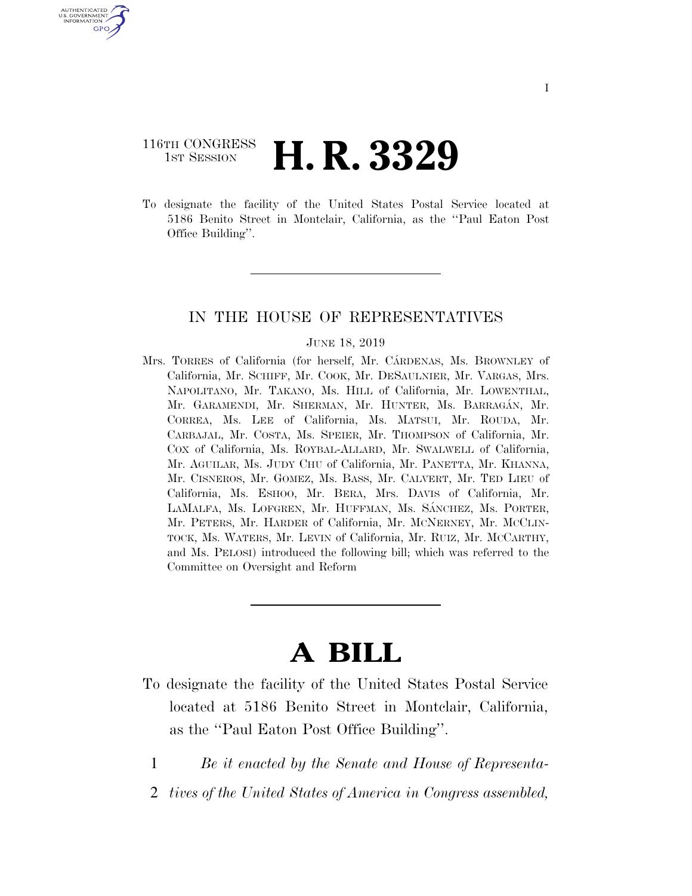I

116TH CONGRESS
1ST SESSION

# H. R. 3329

To designate the facility of the United States Postal Service located at 5186 Benito Street in Montclair, California, as the ''Paul Eaton Post Office Building''.

---

IN THE HOUSE OF REPRESENTATIVES

JUNE 18, 2019

Mrs. TORRES of California (for herself, Mr. CÁRDENAS, Ms. BROWNLEY of California, Mr. SCHIFF, Mr. COOK, Mr. DESAULNIER, Mr. VARGAS, Mrs. NAPOLITANO, Mr. TAKANO, Ms. HILL of California, Mr. LOWENTHAL, Mr. GARAMENDI, Mr. SHERMAN, Mr. HUNTER, Ms. BARRAGÁN, Mr. CORREA, Ms. LEE of California, Ms. MATSUI, Mr. ROUDA, Mr. CARBAJAL, Mr. COSTA, Ms. SPEIER, Mr. THOMPSON of California, Mr. COX of California, Ms. ROYBAL-ALLARD, Mr. SWALWELL of California, Mr. AGUILAR, Ms. JUDY CHU of California, Mr. PANETTA, Mr. KHANNA, Mr. CISNEROS, Mr. GOMEZ, Ms. BASS, Mr. CALVERT, Mr. TED LIEU of California, Ms. ESHOO, Mr. BERA, Mrs. DAVIS of California, Mr. LAMALFA, Ms. LOFGREN, Mr. HUFFMAN, Ms. SÁNCHEZ, Ms. PORTER, Mr. PETERS, Mr. HARDER of California, Mr. MCNERNEY, Mr. MCCLINTOCK, Ms. WATERS, Mr. LEVIN of California, Mr. RUIZ, Mr. MCCARTHY, and Ms. PELOSI) introduced the following bill; which was referred to the Committee on Oversight and Reform

---

# A BILL

To designate the facility of the United States Postal Service located at 5186 Benito Street in Montclair, California, as the ''Paul Eaton Post Office Building''.

1 *Be it enacted by the Senate and House of Representa-*

2 *tives of the United States of America in Congress assembled,*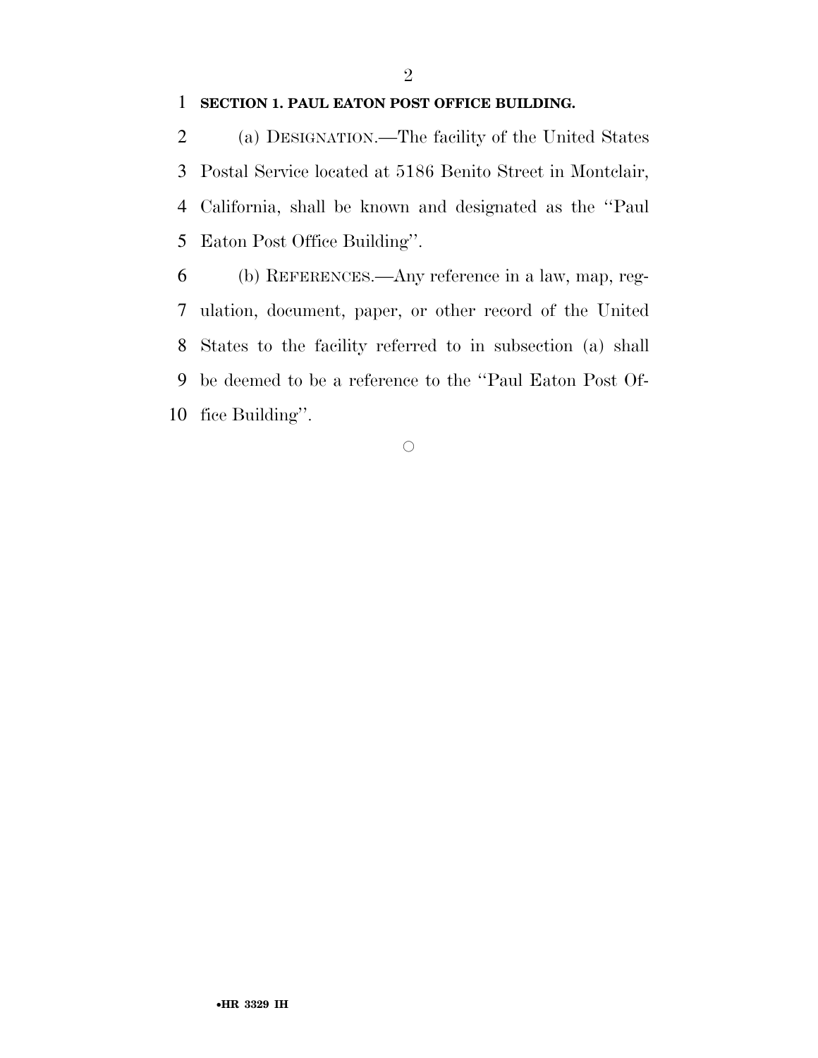**SECTION 1. PAUL EATON POST OFFICE BUILDING.**

(a) DESIGNATION.—The facility of the United States Postal Service located at 5186 Benito Street in Montclair, California, shall be known and designated as the "Paul Eaton Post Office Building".

(b) REFERENCES.—Any reference in a law, map, regulation, document, paper, or other record of the United States to the facility referred to in subsection (a) shall be deemed to be a reference to the "Paul Eaton Post Office Building".